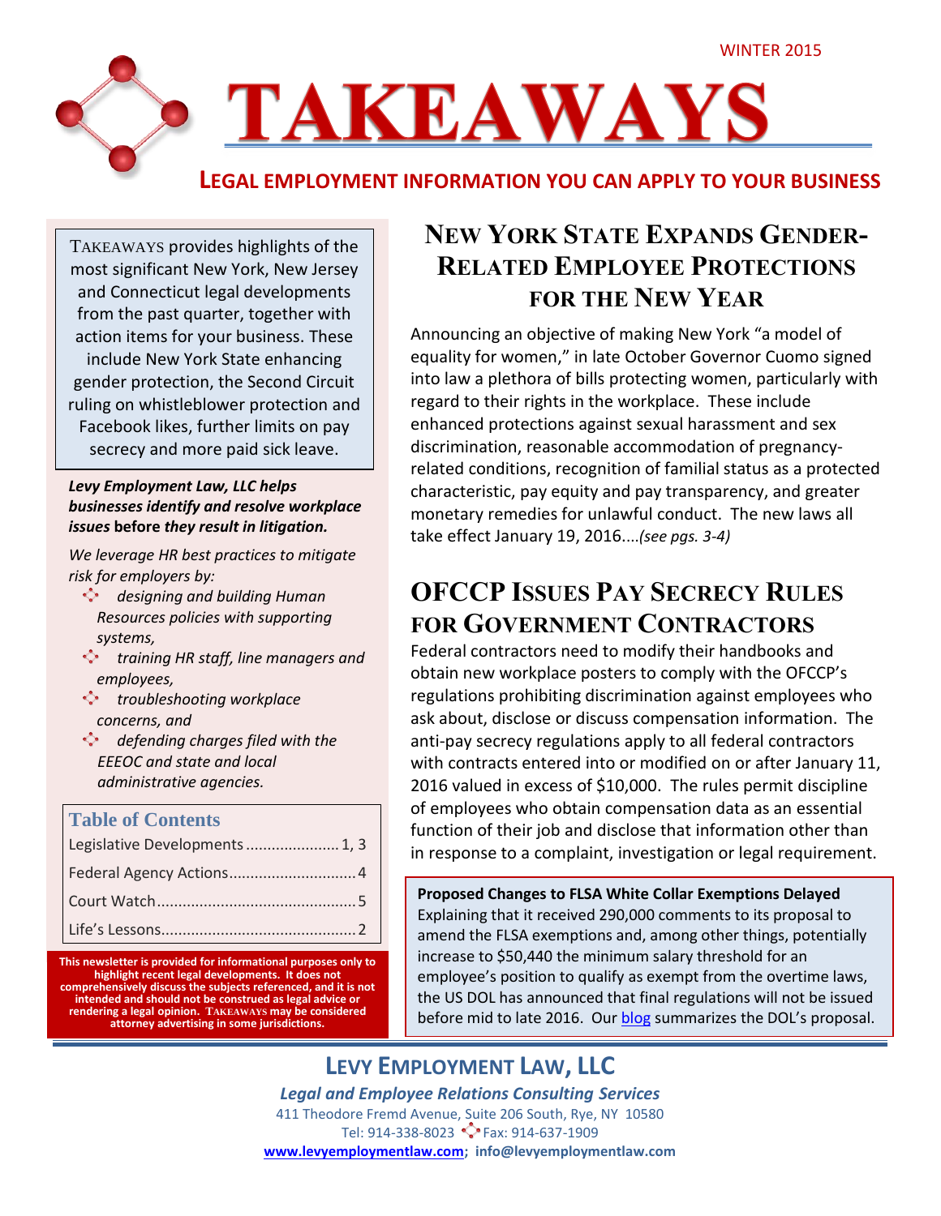WINTER 2015

# TAKEAWAYS

## LEGAL EMPLOYMENT INFORMATION YOU CAN APPLY TO YOUR BUSINESS

TAKEAWAYS provides highlights of the most significant New York, New Jersey and Connecticut legal developments from the past quarter, together with action items for your business. These include New York State enhancing gender protection, the Second Circuit ruling on whistleblower protection and Facebook likes, further limits on pay secrecy and more paid sick leave.

***Levy Employment Law, LLC helps businesses identify and resolve workplace issues* before *they result in litigation.***

*We leverage HR best practices to mitigate risk for employers by:*

- *designing and building Human Resources policies with supporting systems,*
- *training HR staff, line managers and employees,*
- *troubleshooting workplace concerns, and*
- *defending charges filed with the EEEOC and state and local administrative agencies.*

**Table of Contents**

| | |
|---|---|
| Legislative Developments | 1, 3 |
| Federal Agency Actions | 4 |
| Court Watch | 5 |
| Life's Lessons | 2 |

**This newsletter is provided for informational purposes only to highlight recent legal developments. It does not comprehensively discuss the subjects referenced, and it is not intended and should not be construed as legal advice or rendering a legal opinion. TAKEAWAYS may be considered attorney advertising in some jurisdictions.**

## NEW YORK STATE EXPANDS GENDER-RELATED EMPLOYEE PROTECTIONS FOR THE NEW YEAR

Announcing an objective of making New York "a model of equality for women," in late October Governor Cuomo signed into law a plethora of bills protecting women, particularly with regard to their rights in the workplace. These include enhanced protections against sexual harassment and sex discrimination, reasonable accommodation of pregnancy-related conditions, recognition of familial status as a protected characteristic, pay equity and pay transparency, and greater monetary remedies for unlawful conduct. The new laws all take effect January 19, 2016....*(see pgs. 3-4)*

## OFCCP ISSUES PAY SECRECY RULES FOR GOVERNMENT CONTRACTORS

Federal contractors need to modify their handbooks and obtain new workplace posters to comply with the OFCCP's regulations prohibiting discrimination against employees who ask about, disclose or discuss compensation information. The anti-pay secrecy regulations apply to all federal contractors with contracts entered into or modified on or after January 11, 2016 valued in excess of $10,000. The rules permit discipline of employees who obtain compensation data as an essential function of their job and disclose that information other than in response to a complaint, investigation or legal requirement.

**Proposed Changes to FLSA White Collar Exemptions Delayed**

Explaining that it received 290,000 comments to its proposal to amend the FLSA exemptions and, among other things, potentially increase to $50,440 the minimum salary threshold for an employee's position to qualify as exempt from the overtime laws, the US DOL has announced that final regulations will not be issued before mid to late 2016. Our blog summarizes the DOL's proposal.

**LEVY EMPLOYMENT LAW, LLC**

***Legal and Employee Relations Consulting Services***

411 Theodore Fremd Avenue, Suite 206 South, Rye, NY 10580

Tel: 914-338-8023 Fax: 914-637-1909

**www.levyemploymentlaw.com; info@levyemploymentlaw.com**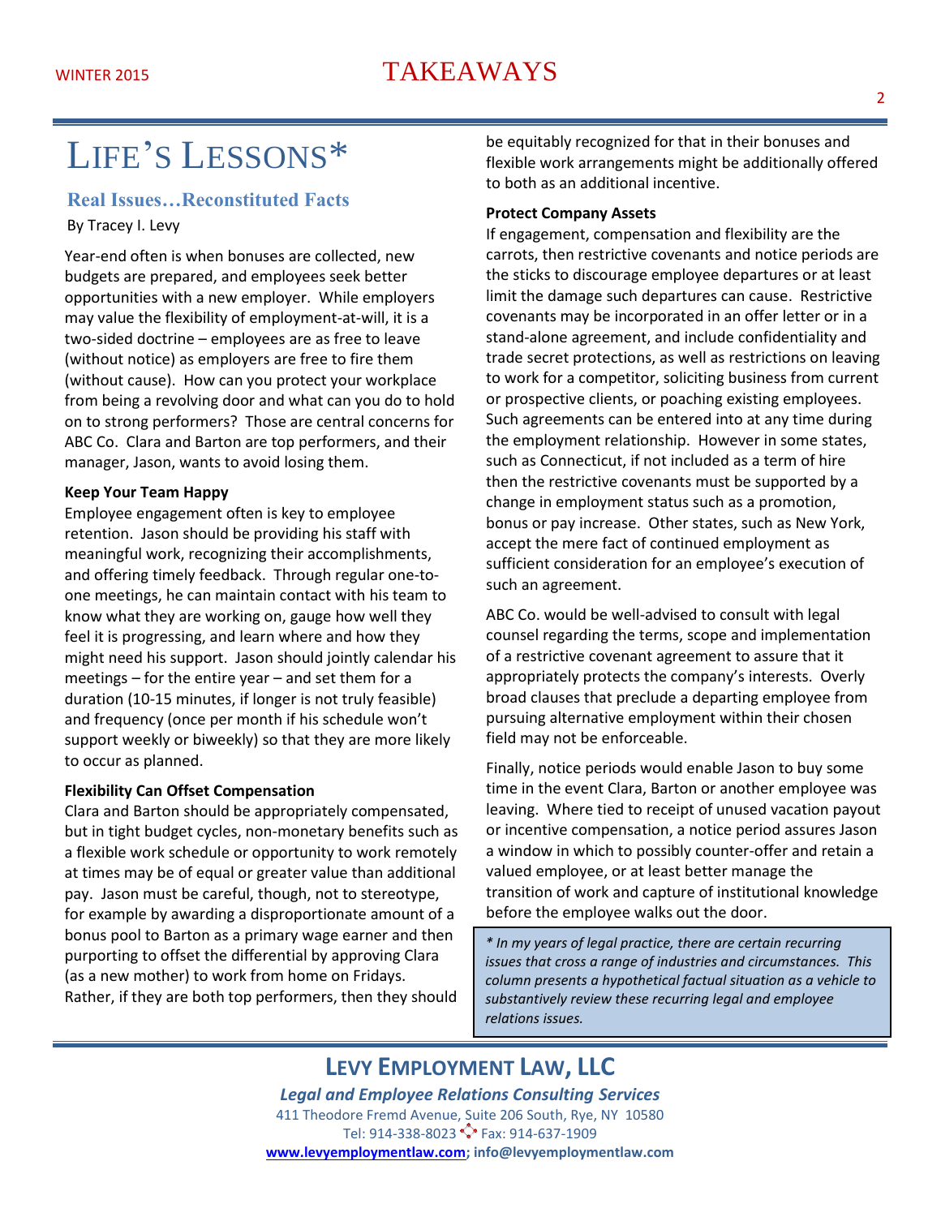# LIFE'S LESSONS*

### Real Issues…Reconstituted Facts

By Tracey I. Levy

Year-end often is when bonuses are collected, new budgets are prepared, and employees seek better opportunities with a new employer. While employers may value the flexibility of employment-at-will, it is a two-sided doctrine – employees are as free to leave (without notice) as employers are free to fire them (without cause). How can you protect your workplace from being a revolving door and what can you do to hold on to strong performers? Those are central concerns for ABC Co. Clara and Barton are top performers, and their manager, Jason, wants to avoid losing them.

**Keep Your Team Happy**

Employee engagement often is key to employee retention. Jason should be providing his staff with meaningful work, recognizing their accomplishments, and offering timely feedback. Through regular one-to-one meetings, he can maintain contact with his team to know what they are working on, gauge how well they feel it is progressing, and learn where and how they might need his support. Jason should jointly calendar his meetings – for the entire year – and set them for a duration (10-15 minutes, if longer is not truly feasible) and frequency (once per month if his schedule won't support weekly or biweekly) so that they are more likely to occur as planned.

**Flexibility Can Offset Compensation**

Clara and Barton should be appropriately compensated, but in tight budget cycles, non-monetary benefits such as a flexible work schedule or opportunity to work remotely at times may be of equal or greater value than additional pay. Jason must be careful, though, not to stereotype, for example by awarding a disproportionate amount of a bonus pool to Barton as a primary wage earner and then purporting to offset the differential by approving Clara (as a new mother) to work from home on Fridays. Rather, if they are both top performers, then they should be equitably recognized for that in their bonuses and flexible work arrangements might be additionally offered to both as an additional incentive.

**Protect Company Assets**

If engagement, compensation and flexibility are the carrots, then restrictive covenants and notice periods are the sticks to discourage employee departures or at least limit the damage such departures can cause. Restrictive covenants may be incorporated in an offer letter or in a stand-alone agreement, and include confidentiality and trade secret protections, as well as restrictions on leaving to work for a competitor, soliciting business from current or prospective clients, or poaching existing employees. Such agreements can be entered into at any time during the employment relationship. However in some states, such as Connecticut, if not included as a term of hire then the restrictive covenants must be supported by a change in employment status such as a promotion, bonus or pay increase. Other states, such as New York, accept the mere fact of continued employment as sufficient consideration for an employee's execution of such an agreement.

ABC Co. would be well-advised to consult with legal counsel regarding the terms, scope and implementation of a restrictive covenant agreement to assure that it appropriately protects the company's interests. Overly broad clauses that preclude a departing employee from pursuing alternative employment within their chosen field may not be enforceable.

Finally, notice periods would enable Jason to buy some time in the event Clara, Barton or another employee was leaving. Where tied to receipt of unused vacation payout or incentive compensation, a notice period assures Jason a window in which to possibly counter-offer and retain a valued employee, or at least better manage the transition of work and capture of institutional knowledge before the employee walks out the door.

*\* In my years of legal practice, there are certain recurring issues that cross a range of industries and circumstances. This column presents a hypothetical factual situation as a vehicle to substantively review these recurring legal and employee relations issues.*

---

**LEVY EMPLOYMENT LAW, LLC**

***Legal and Employee Relations Consulting Services***

411 Theodore Fremd Avenue, Suite 206 South, Rye, NY 10580

Tel: 914-338-8023 Fax: 914-637-1909

www.levyemploymentlaw.com; info@levyemploymentlaw.com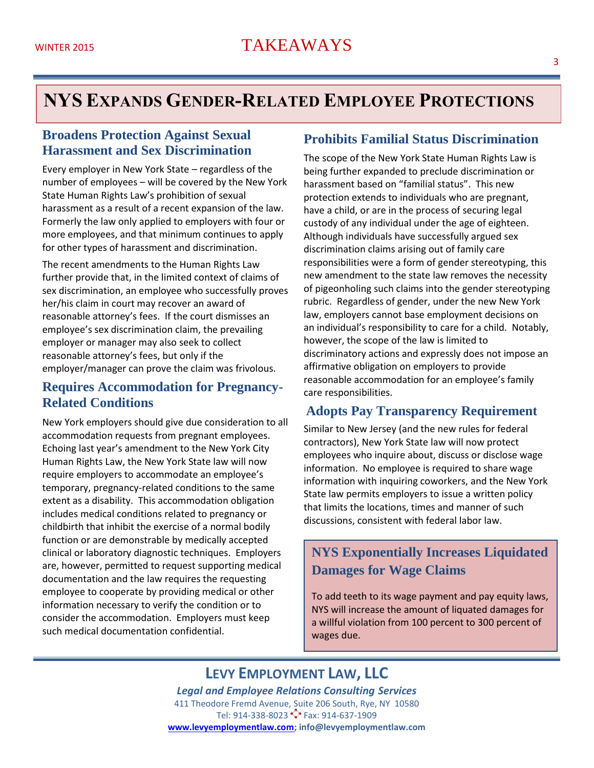# NYS Expands Gender-Related Employee Protections

## Broadens Protection Against Sexual Harassment and Sex Discrimination

Every employer in New York State – regardless of the number of employees – will be covered by the New York State Human Rights Law's prohibition of sexual harassment as a result of a recent expansion of the law. Formerly the law only applied to employers with four or more employees, and that minimum continues to apply for other types of harassment and discrimination.

The recent amendments to the Human Rights Law further provide that, in the limited context of claims of sex discrimination, an employee who successfully proves her/his claim in court may recover an award of reasonable attorney's fees. If the court dismisses an employee's sex discrimination claim, the prevailing employer or manager may also seek to collect reasonable attorney's fees, but only if the employer/manager can prove the claim was frivolous.

## Requires Accommodation for Pregnancy-Related Conditions

New York employers should give due consideration to all accommodation requests from pregnant employees. Echoing last year's amendment to the New York City Human Rights Law, the New York State law will now require employers to accommodate an employee's temporary, pregnancy-related conditions to the same extent as a disability. This accommodation obligation includes medical conditions related to pregnancy or childbirth that inhibit the exercise of a normal bodily function or are demonstrable by medically accepted clinical or laboratory diagnostic techniques. Employers are, however, permitted to request supporting medical documentation and the law requires the requesting employee to cooperate by providing medical or other information necessary to verify the condition or to consider the accommodation. Employers must keep such medical documentation confidential.

## Prohibits Familial Status Discrimination

The scope of the New York State Human Rights Law is being further expanded to preclude discrimination or harassment based on "familial status". This new protection extends to individuals who are pregnant, have a child, or are in the process of securing legal custody of any individual under the age of eighteen. Although individuals have successfully argued sex discrimination claims arising out of family care responsibilities were a form of gender stereotyping, this new amendment to the state law removes the necessity of pigeonholing such claims into the gender stereotyping rubric. Regardless of gender, under the new New York law, employers cannot base employment decisions on an individual's responsibility to care for a child. Notably, however, the scope of the law is limited to discriminatory actions and expressly does not impose an affirmative obligation on employers to provide reasonable accommodation for an employee's family care responsibilities.

## Adopts Pay Transparency Requirement

Similar to New Jersey (and the new rules for federal contractors), New York State law will now protect employees who inquire about, discuss or disclose wage information. No employee is required to share wage information with inquiring coworkers, and the New York State law permits employers to issue a written policy that limits the locations, times and manner of such discussions, consistent with federal labor law.

## NYS Exponentially Increases Liquidated Damages for Wage Claims

To add teeth to its wage payment and pay equity laws, NYS will increase the amount of liquated damages for a willful violation from 100 percent to 300 percent of wages due.

---

**LEVY EMPLOYMENT LAW, LLC**

***Legal and Employee Relations Consulting Services***

411 Theodore Fremd Avenue, Suite 206 South, Rye, NY 10580

Tel: 914-338-8023 Fax: 914-637-1909

**www.levyemploymentlaw.com; info@levyemploymentlaw.com**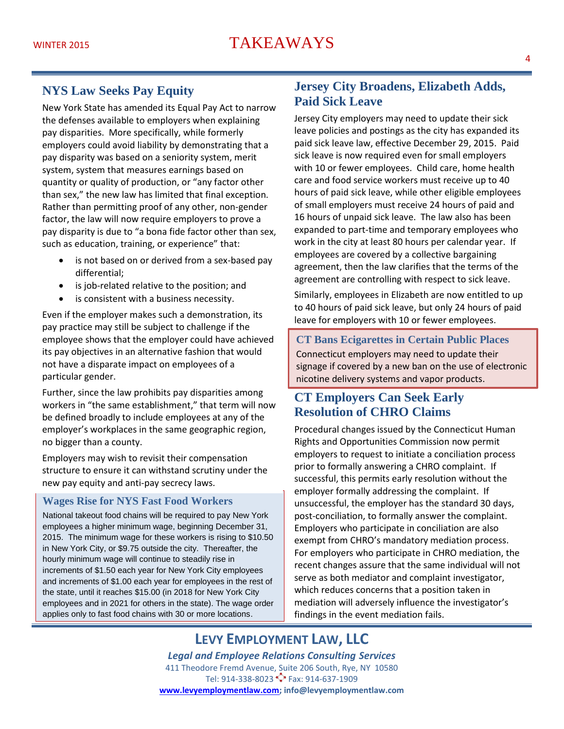## NYS Law Seeks Pay Equity

New York State has amended its Equal Pay Act to narrow the defenses available to employers when explaining pay disparities. More specifically, while formerly employers could avoid liability by demonstrating that a pay disparity was based on a seniority system, merit system, system that measures earnings based on quantity or quality of production, or "any factor other than sex," the new law has limited that final exception. Rather than permitting proof of any other, non-gender factor, the law will now require employers to prove a pay disparity is due to "a bona fide factor other than sex, such as education, training, or experience" that:

- is not based on or derived from a sex-based pay differential;
- is job-related relative to the position; and
- is consistent with a business necessity.

Even if the employer makes such a demonstration, its pay practice may still be subject to challenge if the employee shows that the employer could have achieved its pay objectives in an alternative fashion that would not have a disparate impact on employees of a particular gender.

Further, since the law prohibits pay disparities among workers in "the same establishment," that term will now be defined broadly to include employees at any of the employer's workplaces in the same geographic region, no bigger than a county.

Employers may wish to revisit their compensation structure to ensure it can withstand scrutiny under the new pay equity and anti-pay secrecy laws.

### Wages Rise for NYS Fast Food Workers

National takeout food chains will be required to pay New York employees a higher minimum wage, beginning December 31, 2015. The minimum wage for these workers is rising to $10.50 in New York City, or $9.75 outside the city. Thereafter, the hourly minimum wage will continue to steadily rise in increments of $1.50 each year for New York City employees and increments of $1.00 each year for employees in the rest of the state, until it reaches $15.00 (in 2018 for New York City employees and in 2021 for others in the state). The wage order applies only to fast food chains with 30 or more locations.

## Jersey City Broadens, Elizabeth Adds, Paid Sick Leave

Jersey City employers may need to update their sick leave policies and postings as the city has expanded its paid sick leave law, effective December 29, 2015. Paid sick leave is now required even for small employers with 10 or fewer employees. Child care, home health care and food service workers must receive up to 40 hours of paid sick leave, while other eligible employees of small employers must receive 24 hours of paid and 16 hours of unpaid sick leave. The law also has been expanded to part-time and temporary employees who work in the city at least 80 hours per calendar year. If employees are covered by a collective bargaining agreement, then the law clarifies that the terms of the agreement are controlling with respect to sick leave.

Similarly, employees in Elizabeth are now entitled to up to 40 hours of paid sick leave, but only 24 hours of paid leave for employers with 10 or fewer employees.

### CT Bans Ecigarettes in Certain Public Places

Connecticut employers may need to update their signage if covered by a new ban on the use of electronic nicotine delivery systems and vapor products.

## CT Employers Can Seek Early Resolution of CHRO Claims

Procedural changes issued by the Connecticut Human Rights and Opportunities Commission now permit employers to request to initiate a conciliation process prior to formally answering a CHRO complaint. If successful, this permits early resolution without the employer formally addressing the complaint. If unsuccessful, the employer has the standard 30 days, post-conciliation, to formally answer the complaint. Employers who participate in conciliation are also exempt from CHRO's mandatory mediation process. For employers who participate in CHRO mediation, the recent changes assure that the same individual will not serve as both mediator and complaint investigator, which reduces concerns that a position taken in mediation will adversely influence the investigator's findings in the event mediation fails.

**LEVY EMPLOYMENT LAW, LLC**

***Legal and Employee Relations Consulting Services***

411 Theodore Fremd Avenue, Suite 206 South, Rye, NY 10580

Tel: 914-338-8023 Fax: 914-637-1909

**www.levyemploymentlaw.com; info@levyemploymentlaw.com**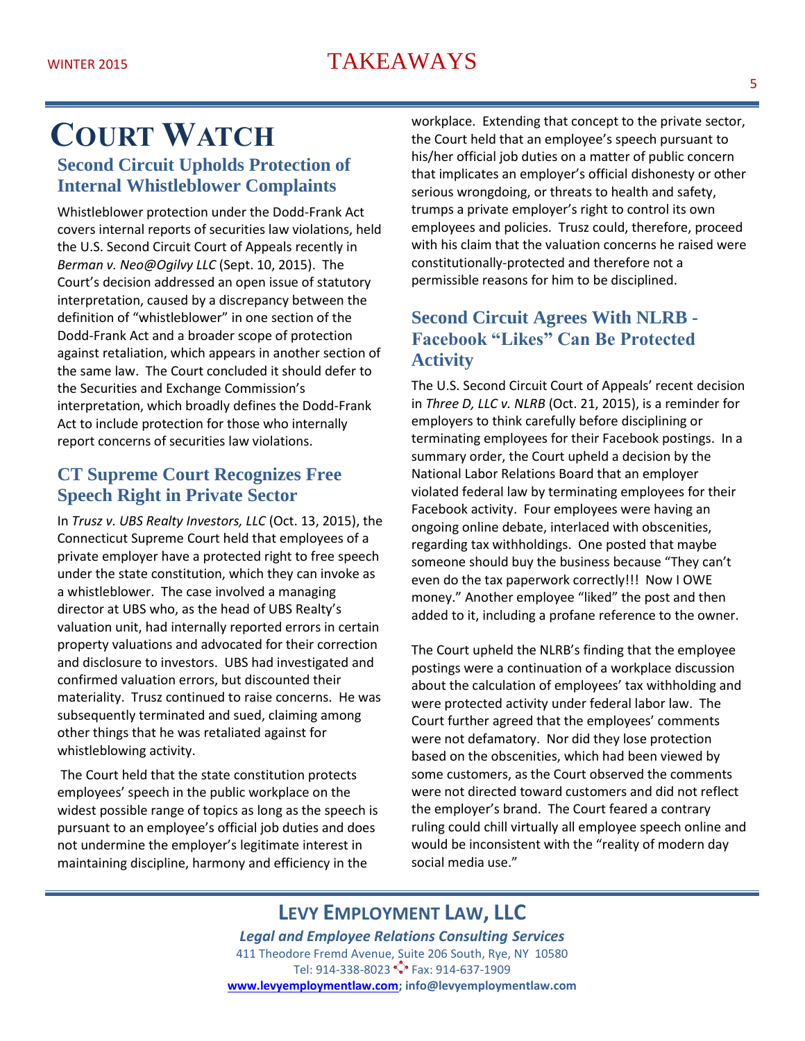# COURT WATCH

## Second Circuit Upholds Protection of Internal Whistleblower Complaints

Whistleblower protection under the Dodd-Frank Act covers internal reports of securities law violations, held the U.S. Second Circuit Court of Appeals recently in *Berman v. Neo@Ogilvy LLC* (Sept. 10, 2015). The Court's decision addressed an open issue of statutory interpretation, caused by a discrepancy between the definition of "whistleblower" in one section of the Dodd-Frank Act and a broader scope of protection against retaliation, which appears in another section of the same law. The Court concluded it should defer to the Securities and Exchange Commission's interpretation, which broadly defines the Dodd-Frank Act to include protection for those who internally report concerns of securities law violations.

## CT Supreme Court Recognizes Free Speech Right in Private Sector

In *Trusz v. UBS Realty Investors, LLC* (Oct. 13, 2015), the Connecticut Supreme Court held that employees of a private employer have a protected right to free speech under the state constitution, which they can invoke as a whistleblower. The case involved a managing director at UBS who, as the head of UBS Realty's valuation unit, had internally reported errors in certain property valuations and advocated for their correction and disclosure to investors. UBS had investigated and confirmed valuation errors, but discounted their materiality. Trusz continued to raise concerns. He was subsequently terminated and sued, claiming among other things that he was retaliated against for whistleblowing activity.

The Court held that the state constitution protects employees' speech in the public workplace on the widest possible range of topics as long as the speech is pursuant to an employee's official job duties and does not undermine the employer's legitimate interest in maintaining discipline, harmony and efficiency in the workplace. Extending that concept to the private sector, the Court held that an employee's speech pursuant to his/her official job duties on a matter of public concern that implicates an employer's official dishonesty or other serious wrongdoing, or threats to health and safety, trumps a private employer's right to control its own employees and policies. Trusz could, therefore, proceed with his claim that the valuation concerns he raised were constitutionally-protected and therefore not a permissible reasons for him to be disciplined.

## Second Circuit Agrees With NLRB - Facebook "Likes" Can Be Protected Activity

The U.S. Second Circuit Court of Appeals' recent decision in *Three D, LLC v. NLRB* (Oct. 21, 2015), is a reminder for employers to think carefully before disciplining or terminating employees for their Facebook postings. In a summary order, the Court upheld a decision by the National Labor Relations Board that an employer violated federal law by terminating employees for their Facebook activity. Four employees were having an ongoing online debate, interlaced with obscenities, regarding tax withholdings. One posted that maybe someone should buy the business because "They can't even do the tax paperwork correctly!!! Now I OWE money." Another employee "liked" the post and then added to it, including a profane reference to the owner.

The Court upheld the NLRB's finding that the employee postings were a continuation of a workplace discussion about the calculation of employees' tax withholding and were protected activity under federal labor law. The Court further agreed that the employees' comments were not defamatory. Nor did they lose protection based on the obscenities, which had been viewed by some customers, as the Court observed the comments were not directed toward customers and did not reflect the employer's brand. The Court feared a contrary ruling could chill virtually all employee speech online and would be inconsistent with the "reality of modern day social media use."

---

**LEVY EMPLOYMENT LAW, LLC**

***Legal and Employee Relations Consulting Services***

411 Theodore Fremd Avenue, Suite 206 South, Rye, NY 10580

Tel: 914-338-8023 Fax: 914-637-1909

**www.levyemploymentlaw.com; info@levyemploymentlaw.com**